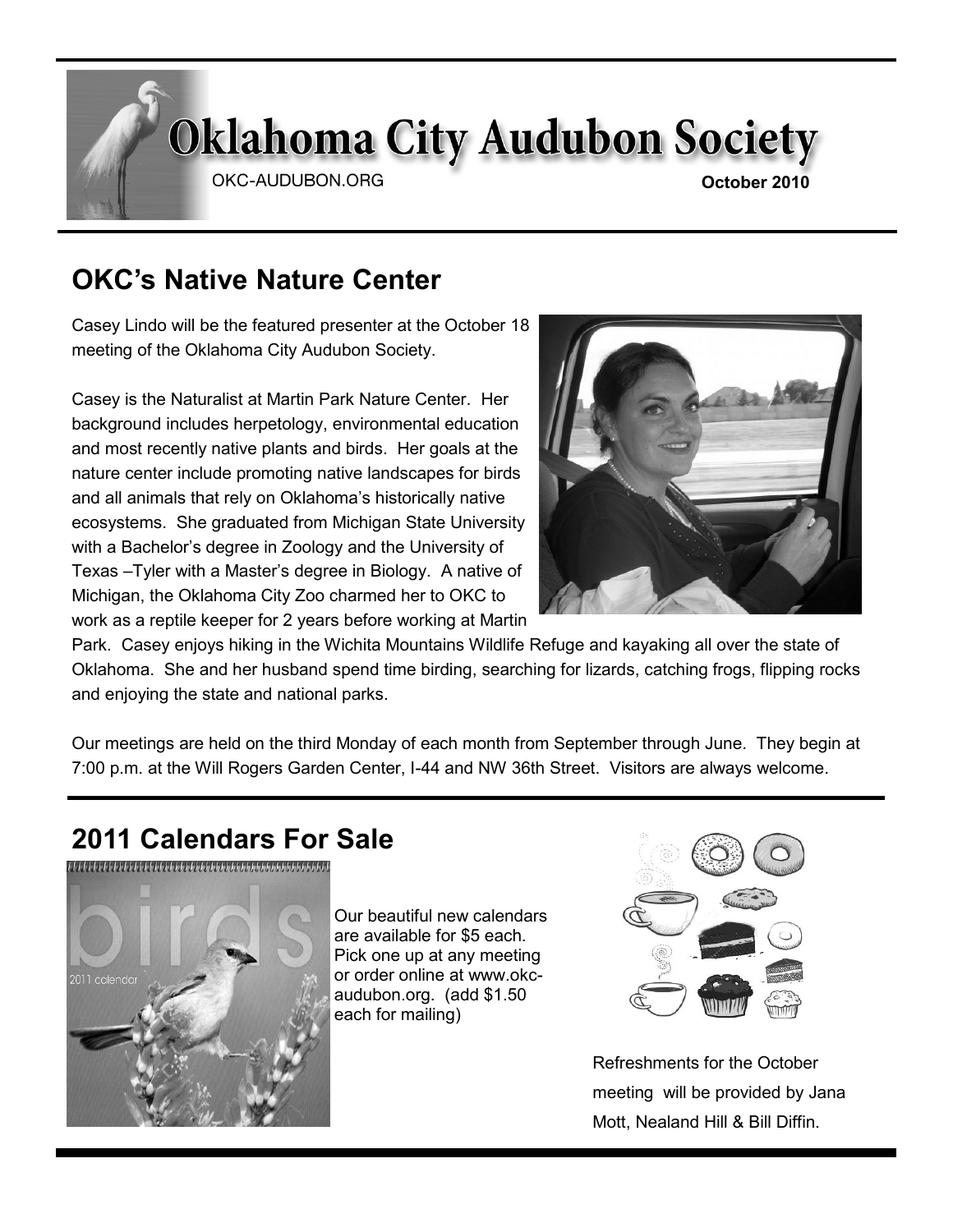# Oklahoma City Audubon Society

OKC-AUDUBON.ORG

**October 2010**

## OKC's Native Nature Center

Casey Lindo will be the featured presenter at the October 18 meeting of the Oklahoma City Audubon Society.

Casey is the Naturalist at Martin Park Nature Center. Her background includes herpetology, environmental education and most recently native plants and birds. Her goals at the nature center include promoting native landscapes for birds and all animals that rely on Oklahoma's historically native ecosystems. She graduated from Michigan State University with a Bachelor's degree in Zoology and the University of Texas –Tyler with a Master's degree in Biology. A native of Michigan, the Oklahoma City Zoo charmed her to OKC to work as a reptile keeper for 2 years before working at Martin Park. Casey enjoys hiking in the Wichita Mountains Wildlife Refuge and kayaking all over the state of Oklahoma. She and her husband spend time birding, searching for lizards, catching frogs, flipping rocks and enjoying the state and national parks.

Our meetings are held on the third Monday of each month from September through June. They begin at 7:00 p.m. at the Will Rogers Garden Center, I-44 and NW 36th Street. Visitors are always welcome.

## 2011 Calendars For Sale

Our beautiful new calendars are available for $5 each. Pick one up at any meeting or order online at www.okc-audubon.org. (add $1.50 each for mailing)

Refreshments for the October meeting will be provided by Jana Mott, Nealand Hill & Bill Diffin.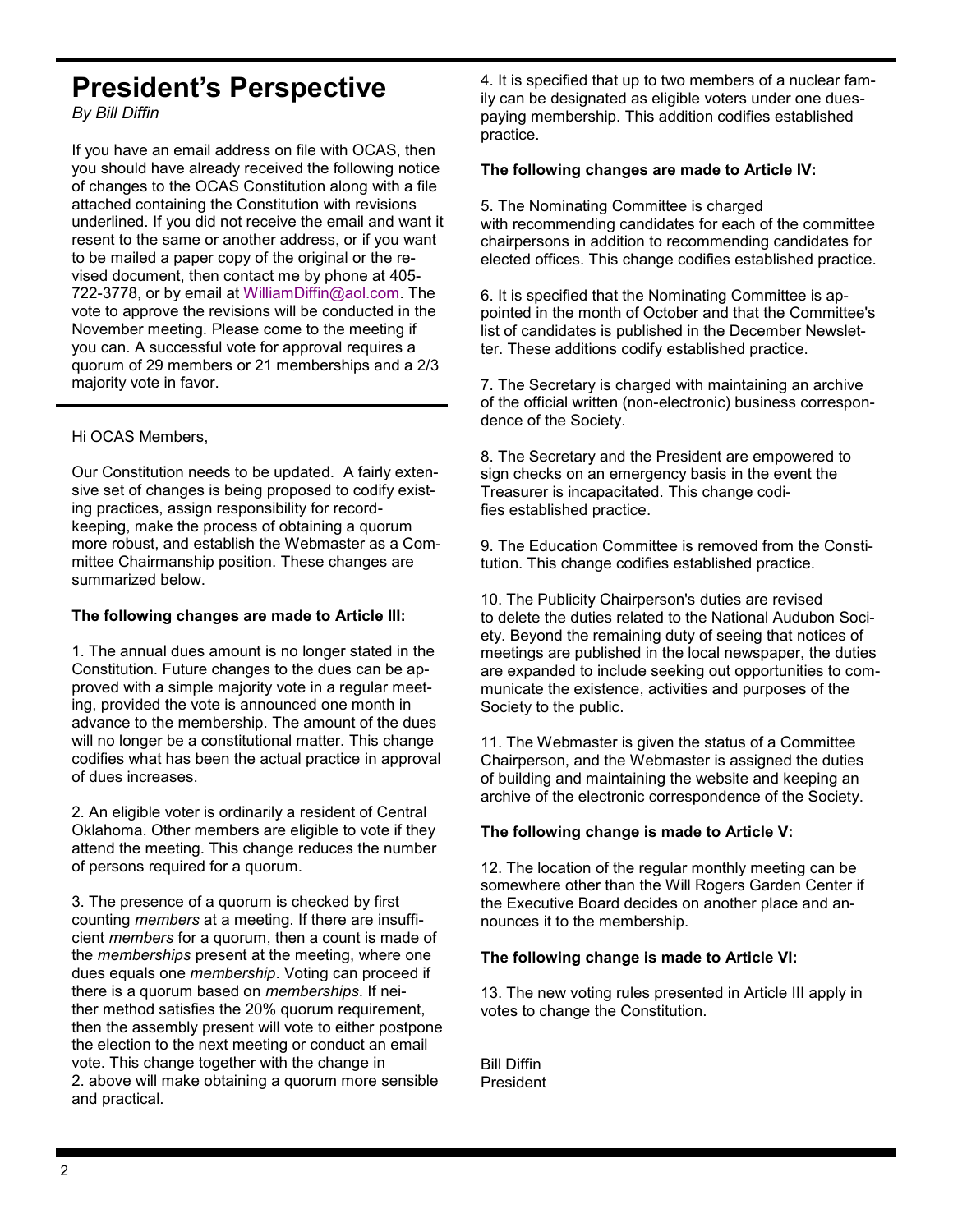# President's Perspective

*By Bill Diffin*

If you have an email address on file with OCAS, then you should have already received the following notice of changes to the OCAS Constitution along with a file attached containing the Constitution with revisions underlined. If you did not receive the email and want it resent to the same or another address, or if you want to be mailed a paper copy of the original or the revised document, then contact me by phone at 405-722-3778, or by email at WilliamDiffin@aol.com. The vote to approve the revisions will be conducted in the November meeting. Please come to the meeting if you can. A successful vote for approval requires a quorum of 29 members or 21 memberships and a 2/3 majority vote in favor.

---

Hi OCAS Members,

Our Constitution needs to be updated. A fairly extensive set of changes is being proposed to codify existing practices, assign responsibility for record-keeping, make the process of obtaining a quorum more robust, and establish the Webmaster as a Committee Chairmanship position. These changes are summarized below.

**The following changes are made to Article III:**

1. The annual dues amount is no longer stated in the Constitution. Future changes to the dues can be approved with a simple majority vote in a regular meeting, provided the vote is announced one month in advance to the membership. The amount of the dues will no longer be a constitutional matter. This change codifies what has been the actual practice in approval of dues increases.

2. An eligible voter is ordinarily a resident of Central Oklahoma. Other members are eligible to vote if they attend the meeting. This change reduces the number of persons required for a quorum.

3. The presence of a quorum is checked by first counting *members* at a meeting. If there are insufficient *members* for a quorum, then a count is made of the *memberships* present at the meeting, where one dues equals one *membership*. Voting can proceed if there is a quorum based on *memberships*. If neither method satisfies the 20% quorum requirement, then the assembly present will vote to either postpone the election to the next meeting or conduct an email vote. This change together with the change in 2. above will make obtaining a quorum more sensible and practical.

4. It is specified that up to two members of a nuclear family can be designated as eligible voters under one dues-paying membership. This addition codifies established practice.

**The following changes are made to Article IV:**

5. The Nominating Committee is charged with recommending candidates for each of the committee chairpersons in addition to recommending candidates for elected offices. This change codifies established practice.

6. It is specified that the Nominating Committee is appointed in the month of October and that the Committee's list of candidates is published in the December Newsletter. These additions codify established practice.

7. The Secretary is charged with maintaining an archive of the official written (non-electronic) business correspondence of the Society.

8. The Secretary and the President are empowered to sign checks on an emergency basis in the event the Treasurer is incapacitated. This change codifies established practice.

9. The Education Committee is removed from the Constitution. This change codifies established practice.

10. The Publicity Chairperson's duties are revised to delete the duties related to the National Audubon Society. Beyond the remaining duty of seeing that notices of meetings are published in the local newspaper, the duties are expanded to include seeking out opportunities to communicate the existence, activities and purposes of the Society to the public.

11. The Webmaster is given the status of a Committee Chairperson, and the Webmaster is assigned the duties of building and maintaining the website and keeping an archive of the electronic correspondence of the Society.

**The following change is made to Article V:**

12. The location of the regular monthly meeting can be somewhere other than the Will Rogers Garden Center if the Executive Board decides on another place and announces it to the membership.

**The following change is made to Article VI:**

13. The new voting rules presented in Article III apply in votes to change the Constitution.

Bill Diffin
President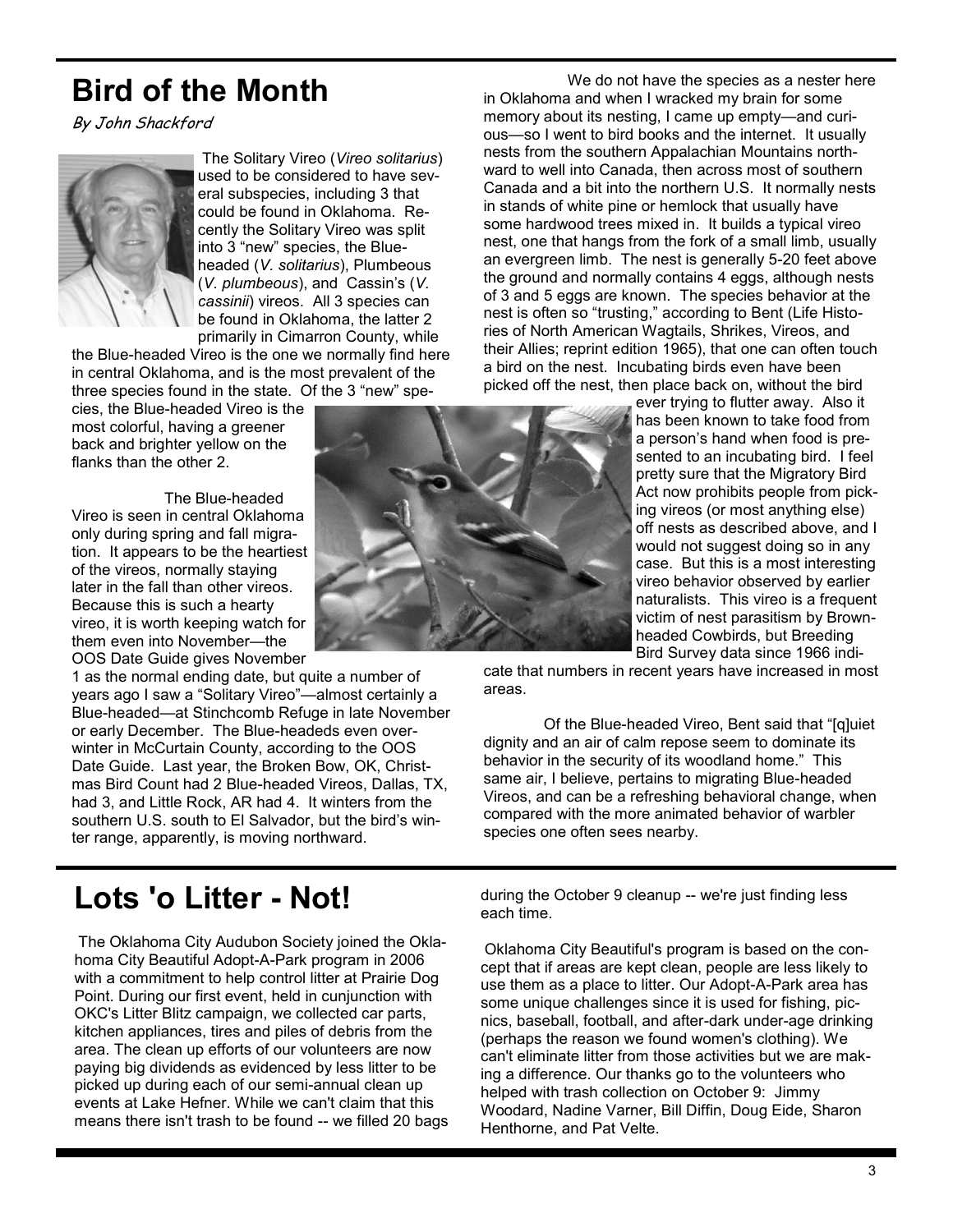# Bird of the Month

*By John Shackford*

The Solitary Vireo (*Vireo solitarius*) used to be considered to have several subspecies, including 3 that could be found in Oklahoma. Recently the Solitary Vireo was split into 3 "new" species, the Blue-headed (*V. solitarius*), Plumbeous (*V. plumbeous*), and Cassin's (*V. cassinii*) vireos. All 3 species can be found in Oklahoma, the latter 2 primarily in Cimarron County, while the Blue-headed Vireo is the one we normally find here in central Oklahoma, and is the most prevalent of the three species found in the state. Of the 3 "new" species, the Blue-headed Vireo is the most colorful, having a greener back and brighter yellow on the flanks than the other 2.

The Blue-headed Vireo is seen in central Oklahoma only during spring and fall migration. It appears to be the heartiest of the vireos, normally staying later in the fall than other vireos. Because this is such a hearty vireo, it is worth keeping watch for them even into November—the OOS Date Guide gives November 1 as the normal ending date, but quite a number of years ago I saw a "Solitary Vireo"—almost certainly a Blue-headed—at Stinchcomb Refuge in late November or early December. The Blue-headeds even overwinter in McCurtain County, according to the OOS Date Guide. Last year, the Broken Bow, OK, Christmas Bird Count had 2 Blue-headed Vireos, Dallas, TX, had 3, and Little Rock, AR had 4. It winters from the southern U.S. south to El Salvador, but the bird's winter range, apparently, is moving northward.

We do not have the species as a nester here in Oklahoma and when I wracked my brain for some memory about its nesting, I came up empty—and curious—so I went to bird books and the internet. It usually nests from the southern Appalachian Mountains northward to well into Canada, then across most of southern Canada and a bit into the northern U.S. It normally nests in stands of white pine or hemlock that usually have some hardwood trees mixed in. It builds a typical vireo nest, one that hangs from the fork of a small limb, usually an evergreen limb. The nest is generally 5-20 feet above the ground and normally contains 4 eggs, although nests of 3 and 5 eggs are known. The species behavior at the nest is often so "trusting," according to Bent (Life Histories of North American Wagtails, Shrikes, Vireos, and their Allies; reprint edition 1965), that one can often touch a bird on the nest. Incubating birds even have been picked off the nest, then place back on, without the bird ever trying to flutter away. Also it has been known to take food from a person's hand when food is presented to an incubating bird. I feel pretty sure that the Migratory Bird Act now prohibits people from picking vireos (or most anything else) off nests as described above, and I would not suggest doing so in any case. But this is a most interesting vireo behavior observed by earlier naturalists. This vireo is a frequent victim of nest parasitism by Brown-headed Cowbirds, but Breeding Bird Survey data since 1966 indicate that numbers in recent years have increased in most areas.

Of the Blue-headed Vireo, Bent said that "[q]uiet dignity and an air of calm repose seem to dominate its behavior in the security of its woodland home." This same air, I believe, pertains to migrating Blue-headed Vireos, and can be a refreshing behavioral change, when compared with the more animated behavior of warbler species one often sees nearby.

# Lots 'o Litter - Not!

The Oklahoma City Audubon Society joined the Oklahoma City Beautiful Adopt-A-Park program in 2006 with a commitment to help control litter at Prairie Dog Point. During our first event, held in cunjunction with OKC's Litter Blitz campaign, we collected car parts, kitchen appliances, tires and piles of debris from the area. The clean up efforts of our volunteers are now paying big dividends as evidenced by less litter to be picked up during each of our semi-annual clean up events at Lake Hefner. While we can't claim that this means there isn't trash to be found -- we filled 20 bags during the October 9 cleanup -- we're just finding less each time.

Oklahoma City Beautiful's program is based on the concept that if areas are kept clean, people are less likely to use them as a place to litter. Our Adopt-A-Park area has some unique challenges since it is used for fishing, picnics, baseball, football, and after-dark under-age drinking (perhaps the reason we found women's clothing). We can't eliminate litter from those activities but we are making a difference. Our thanks go to the volunteers who helped with trash collection on October 9: Jimmy Woodard, Nadine Varner, Bill Diffin, Doug Eide, Sharon Henthorne, and Pat Velte.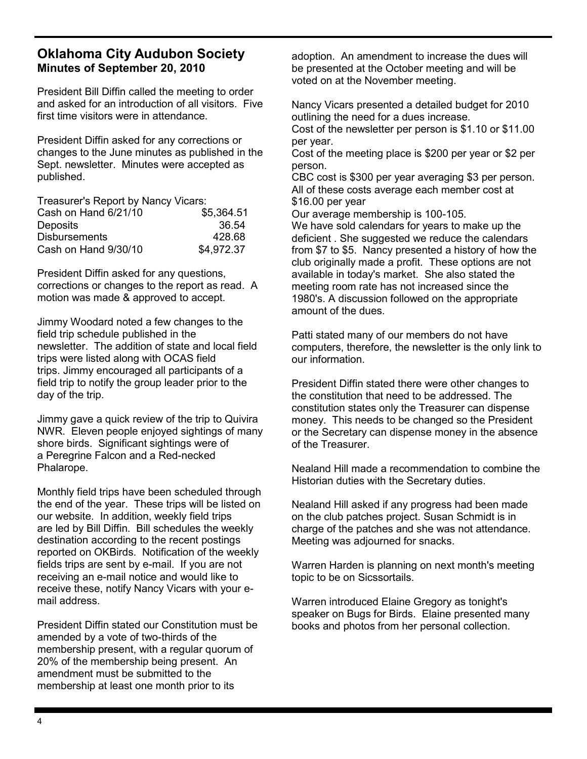## Oklahoma City Audubon Society

### Minutes of September 20, 2010

President Bill Diffin called the meeting to order and asked for an introduction of all visitors. Five first time visitors were in attendance.

President Diffin asked for any corrections or changes to the June minutes as published in the Sept. newsletter. Minutes were accepted as published.

Treasurer's Report by Nancy Vicars:

| | |
|---|---|
| Cash on Hand 6/21/10 | $5,364.51 |
| Deposits | 36.54 |
| Disbursements | 428.68 |
| Cash on Hand 9/30/10 | $4,972.37 |

President Diffin asked for any questions, corrections or changes to the report as read. A motion was made & approved to accept.

Jimmy Woodard noted a few changes to the field trip schedule published in the newsletter. The addition of state and local field trips were listed along with OCAS field trips. Jimmy encouraged all participants of a field trip to notify the group leader prior to the day of the trip.

Jimmy gave a quick review of the trip to Quivira NWR. Eleven people enjoyed sightings of many shore birds. Significant sightings were of a Peregrine Falcon and a Red-necked Phalarope.

Monthly field trips have been scheduled through the end of the year. These trips will be listed on our website. In addition, weekly field trips are led by Bill Diffin. Bill schedules the weekly destination according to the recent postings reported on OKBirds. Notification of the weekly fields trips are sent by e-mail. If you are not receiving an e-mail notice and would like to receive these, notify Nancy Vicars with your e-mail address.

President Diffin stated our Constitution must be amended by a vote of two-thirds of the membership present, with a regular quorum of 20% of the membership being present. An amendment must be submitted to the membership at least one month prior to its adoption. An amendment to increase the dues will be presented at the October meeting and will be voted on at the November meeting.

Nancy Vicars presented a detailed budget for 2010 outlining the need for a dues increase.
Cost of the newsletter per person is $1.10 or $11.00 per year.
Cost of the meeting place is $200 per year or $2 per person.
CBC cost is $300 per year averaging $3 per person.
All of these costs average each member cost at $16.00 per year
Our average membership is 100-105.
We have sold calendars for years to make up the deficient . She suggested we reduce the calendars from $7 to $5. Nancy presented a history of how the club originally made a profit. These options are not available in today's market. She also stated the meeting room rate has not increased since the 1980's. A discussion followed on the appropriate amount of the dues.

Patti stated many of our members do not have computers, therefore, the newsletter is the only link to our information.

President Diffin stated there were other changes to the constitution that need to be addressed. The constitution states only the Treasurer can dispense money. This needs to be changed so the President or the Secretary can dispense money in the absence of the Treasurer.

Nealand Hill made a recommendation to combine the Historian duties with the Secretary duties.

Nealand Hill asked if any progress had been made on the club patches project. Susan Schmidt is in charge of the patches and she was not attendance. Meeting was adjourned for snacks.

Warren Harden is planning on next month's meeting topic to be on Sicssortails.

Warren introduced Elaine Gregory as tonight's speaker on Bugs for Birds. Elaine presented many books and photos from her personal collection.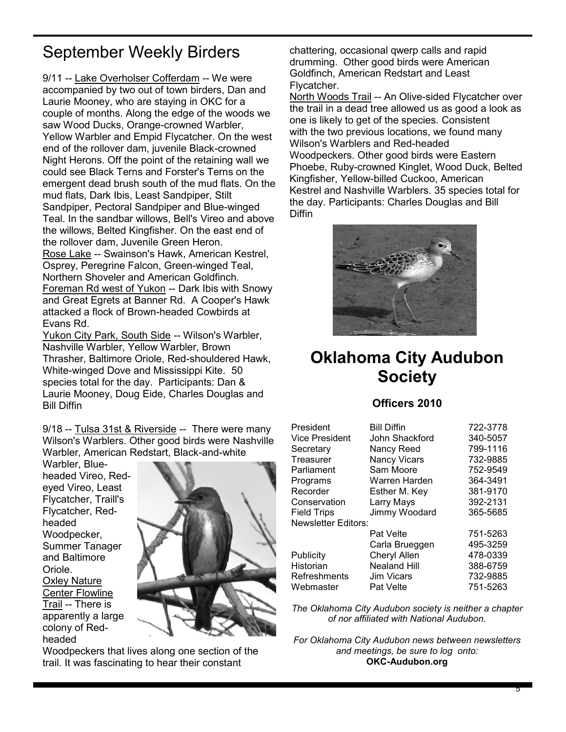# September Weekly Birders

9/11 -- Lake Overholser Cofferdam -- We were accompanied by two out of town birders, Dan and Laurie Mooney, who are staying in OKC for a couple of months. Along the edge of the woods we saw Wood Ducks, Orange-crowned Warbler, Yellow Warbler and Empid Flycatcher. On the west end of the rollover dam, juvenile Black-crowned Night Herons. Off the point of the retaining wall we could see Black Terns and Forster's Terns on the emergent dead brush south of the mud flats. On the mud flats, Dark Ibis, Least Sandpiper, Stilt Sandpiper, Pectoral Sandpiper and Blue-winged Teal. In the sandbar willows, Bell's Vireo and above the willows, Belted Kingfisher. On the east end of the rollover dam, Juvenile Green Heron.

Rose Lake -- Swainson's Hawk, American Kestrel, Osprey, Peregrine Falcon, Green-winged Teal, Northern Shoveler and American Goldfinch.

Foreman Rd west of Yukon -- Dark Ibis with Snowy and Great Egrets at Banner Rd. A Cooper's Hawk attacked a flock of Brown-headed Cowbirds at Evans Rd.

Yukon City Park, South Side -- Wilson's Warbler, Nashville Warbler, Yellow Warbler, Brown Thrasher, Baltimore Oriole, Red-shouldered Hawk, White-winged Dove and Mississippi Kite. 50 species total for the day. Participants: Dan & Laurie Mooney, Doug Eide, Charles Douglas and Bill Diffin

9/18 -- Tulsa 31st & Riverside -- There were many Wilson's Warblers. Other good birds were Nashville Warbler, American Redstart, Black-and-white Warbler, Blue-headed Vireo, Red-eyed Vireo, Least Flycatcher, Traill's Flycatcher, Red-headed Woodpecker, Summer Tanager and Baltimore Oriole.

Oxley Nature Center Flowline Trail -- There is apparently a large colony of Red-headed Woodpeckers that lives along one section of the trail. It was fascinating to hear their constant chattering, occasional qwerp calls and rapid drumming. Other good birds were American Goldfinch, American Redstart and Least Flycatcher.

North Woods Trail -- An Olive-sided Flycatcher over the trail in a dead tree allowed us as good a look as one is likely to get of the species. Consistent with the two previous locations, we found many Wilson's Warblers and Red-headed Woodpeckers. Other good birds were Eastern Phoebe, Ruby-crowned Kinglet, Wood Duck, Belted Kingfisher, Yellow-billed Cuckoo, American Kestrel and Nashville Warblers. 35 species total for the day. Participants: Charles Douglas and Bill Diffin

## Oklahoma City Audubon Society

### Officers 2010

| | | |
|---|---|---|
| President | Bill Diffin | 722-3778 |
| Vice President | John Shackford | 340-5057 |
| Secretary | Nancy Reed | 799-1116 |
| Treasurer | Nancy Vicars | 732-9885 |
| Parliament | Sam Moore | 752-9549 |
| Programs | Warren Harden | 364-3491 |
| Recorder | Esther M. Key | 381-9170 |
| Conservation | Larry Mays | 392-2131 |
| Field Trips | Jimmy Woodard | 365-5685 |
| Newsletter Editors: | | |
| | Pat Velte | 751-5263 |
| | Carla Brueggen | 495-3259 |
| Publicity | Cheryl Allen | 478-0339 |
| Historian | Nealand Hill | 388-6759 |
| Refreshments | Jim Vicars | 732-9885 |
| Webmaster | Pat Velte | 751-5263 |

*The Oklahoma City Audubon society is neither a chapter of nor affiliated with National Audubon.*

*For Oklahoma City Audubon news between newsletters and meetings, be sure to log onto:*
**OKC-Audubon.org**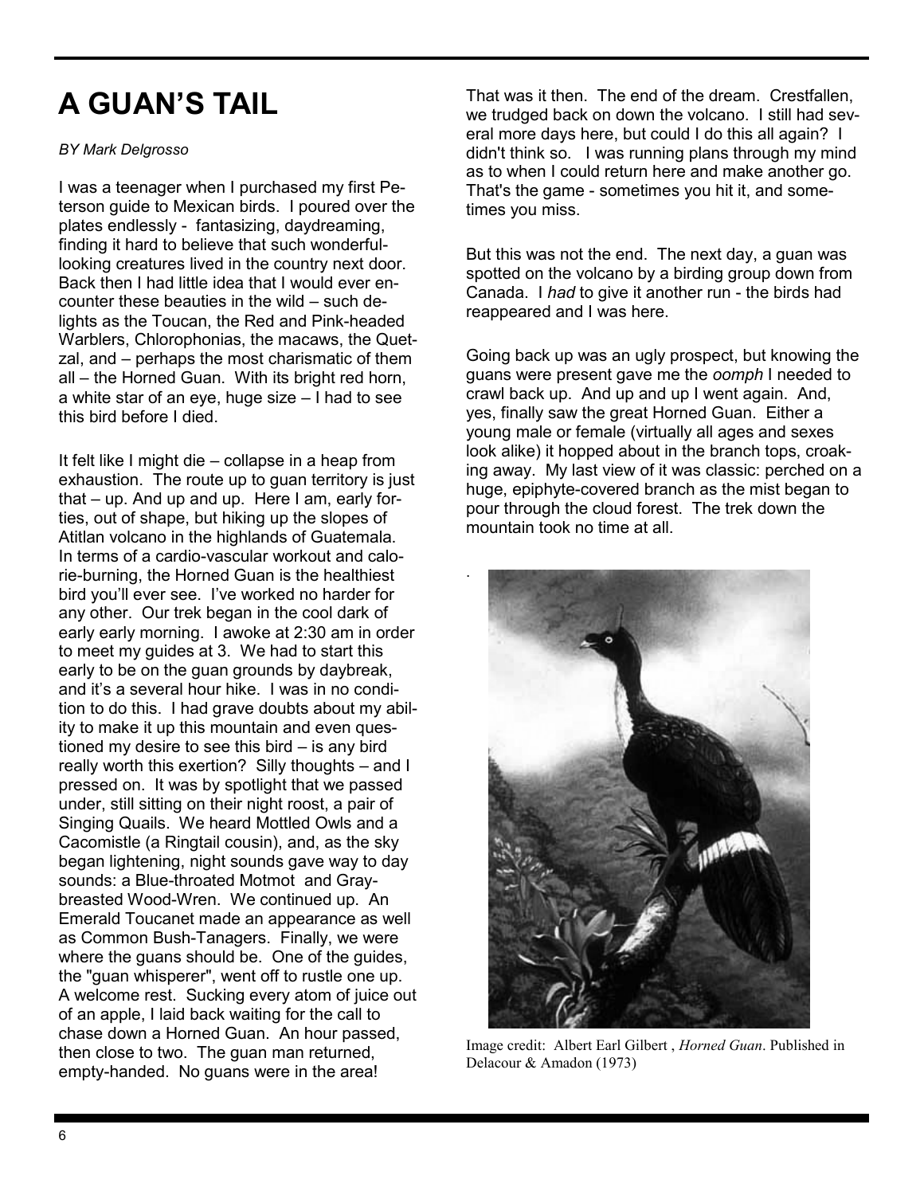# A GUAN'S TAIL

*BY Mark Delgrosso*

I was a teenager when I purchased my first Peterson guide to Mexican birds. I poured over the plates endlessly - fantasizing, daydreaming, finding it hard to believe that such wonderful-looking creatures lived in the country next door. Back then I had little idea that I would ever encounter these beauties in the wild – such delights as the Toucan, the Red and Pink-headed Warblers, Chlorophonias, the macaws, the Quetzal, and – perhaps the most charismatic of them all – the Horned Guan. With its bright red horn, a white star of an eye, huge size – I had to see this bird before I died.

It felt like I might die – collapse in a heap from exhaustion. The route up to guan territory is just that – up. And up and up. Here I am, early forties, out of shape, but hiking up the slopes of Atitlan volcano in the highlands of Guatemala. In terms of a cardio-vascular workout and calorie-burning, the Horned Guan is the healthiest bird you'll ever see. I've worked no harder for any other. Our trek began in the cool dark of early early morning. I awoke at 2:30 am in order to meet my guides at 3. We had to start this early to be on the guan grounds by daybreak, and it's a several hour hike. I was in no condition to do this. I had grave doubts about my ability to make it up this mountain and even questioned my desire to see this bird – is any bird really worth this exertion? Silly thoughts – and I pressed on. It was by spotlight that we passed under, still sitting on their night roost, a pair of Singing Quails. We heard Mottled Owls and a Cacomistle (a Ringtail cousin), and, as the sky began lightening, night sounds gave way to day sounds: a Blue-throated Motmot and Gray-breasted Wood-Wren. We continued up. An Emerald Toucanet made an appearance as well as Common Bush-Tanagers. Finally, we were where the guans should be. One of the guides, the "guan whisperer", went off to rustle one up. A welcome rest. Sucking every atom of juice out of an apple, I laid back waiting for the call to chase down a Horned Guan. An hour passed, then close to two. The guan man returned, empty-handed. No guans were in the area!

That was it then. The end of the dream. Crestfallen, we trudged back on down the volcano. I still had several more days here, but could I do this all again? I didn't think so. I was running plans through my mind as to when I could return here and make another go. That's the game - sometimes you hit it, and sometimes you miss.

But this was not the end. The next day, a guan was spotted on the volcano by a birding group down from Canada. I *had* to give it another run - the birds had reappeared and I was here.

Going back up was an ugly prospect, but knowing the guans were present gave me the *oomph* I needed to crawl back up. And up and up I went again. And, yes, finally saw the great Horned Guan. Either a young male or female (virtually all ages and sexes look alike) it hopped about in the branch tops, croaking away. My last view of it was classic: perched on a huge, epiphyte-covered branch as the mist began to pour through the cloud forest. The trek down the mountain took no time at all.

Image credit: Albert Earl Gilbert , *Horned Guan*. Published in Delacour & Amadon (1973)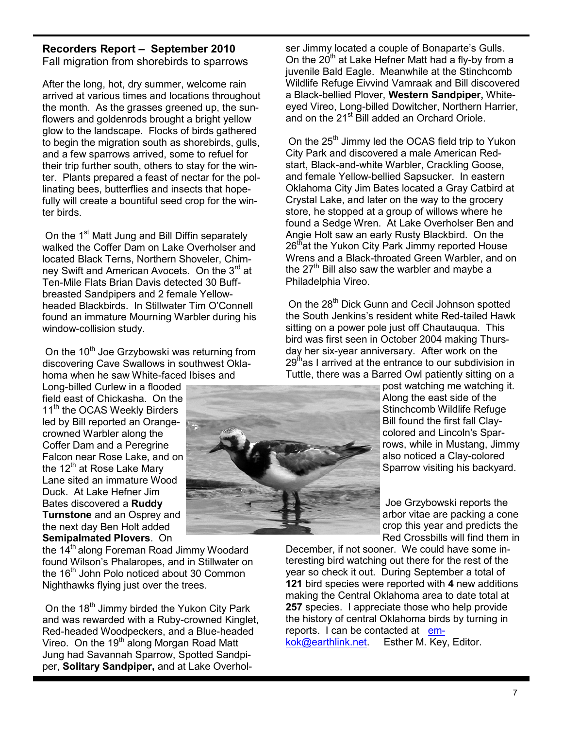## Recorders Report – September 2010

Fall migration from shorebirds to sparrows

After the long, hot, dry summer, welcome rain arrived at various times and locations throughout the month. As the grasses greened up, the sunflowers and goldenrods brought a bright yellow glow to the landscape. Flocks of birds gathered to begin the migration south as shorebirds, gulls, and a few sparrows arrived, some to refuel for their trip further south, others to stay for the winter. Plants prepared a feast of nectar for the pollinating bees, butterflies and insects that hopefully will create a bountiful seed crop for the winter birds.

On the 1st Matt Jung and Bill Diffin separately walked the Coffer Dam on Lake Overholser and located Black Terns, Northern Shoveler, Chimney Swift and American Avocets. On the 3rd at Ten-Mile Flats Brian Davis detected 30 Buff-breasted Sandpipers and 2 female Yellow-headed Blackbirds. In Stillwater Tim O'Connell found an immature Mourning Warbler during his window-collision study.

On the 10th Joe Grzybowski was returning from discovering Cave Swallows in southwest Oklahoma when he saw White-faced Ibises and Long-billed Curlew in a flooded field east of Chickasha. On the 11th the OCAS Weekly Birders led by Bill reported an Orange-crowned Warbler along the Coffer Dam and a Peregrine Falcon near Rose Lake, and on the 12th at Rose Lake Mary Lane sited an immature Wood Duck. At Lake Hefner Jim Bates discovered a **Ruddy Turnstone** and an Osprey and the next day Ben Holt added **Semipalmated Plovers**. On the 14th along Foreman Road Jimmy Woodard found Wilson's Phalaropes, and in Stillwater on the 16th John Polo noticed about 30 Common Nighthawks flying just over the trees.

On the 18th Jimmy birded the Yukon City Park and was rewarded with a Ruby-crowned Kinglet, Red-headed Woodpeckers, and a Blue-headed Vireo. On the 19th along Morgan Road Matt Jung had Savannah Sparrow, Spotted Sandpiper, **Solitary Sandpiper,** and at Lake Overholser Jimmy located a couple of Bonaparte's Gulls. On the 20th at Lake Hefner Matt had a fly-by from a juvenile Bald Eagle. Meanwhile at the Stinchcomb Wildlife Refuge Eivvind Vamraak and Bill discovered a Black-bellied Plover, **Western Sandpiper,** White-eyed Vireo, Long-billed Dowitcher, Northern Harrier, and on the 21st Bill added an Orchard Oriole.

On the 25th Jimmy led the OCAS field trip to Yukon City Park and discovered a male American Redstart, Black-and-white Warbler, Crackling Goose, and female Yellow-bellied Sapsucker. In eastern Oklahoma City Jim Bates located a Gray Catbird at Crystal Lake, and later on the way to the grocery store, he stopped at a group of willows where he found a Sedge Wren. At Lake Overholser Ben and Angie Holt saw an early Rusty Blackbird. On the 26th at the Yukon City Park Jimmy reported House Wrens and a Black-throated Green Warbler, and on the 27th Bill also saw the warbler and maybe a Philadelphia Vireo.

On the 28th Dick Gunn and Cecil Johnson spotted the South Jenkins's resident white Red-tailed Hawk sitting on a power pole just off Chautauqua. This bird was first seen in October 2004 making Thursday her six-year anniversary. After work on the 29th as I arrived at the entrance to our subdivision in Tuttle, there was a Barred Owl patiently sitting on a post watching me watching it. Along the east side of the Stinchcomb Wildlife Refuge Bill found the first fall Clay-colored and Lincoln's Sparrows, while in Mustang, Jimmy also noticed a Clay-colored Sparrow visiting his backyard.

Joe Grzybowski reports the arbor vitae are packing a cone crop this year and predicts the Red Crossbills will find them in December, if not sooner. We could have some interesting bird watching out there for the rest of the year so check it out. During September a total of **121** bird species were reported with **4** new additions making the Central Oklahoma area to date total at **257** species. I appreciate those who help provide the history of central Oklahoma birds by turning in reports. I can be contacted at emkok@earthlink.net. Esther M. Key, Editor.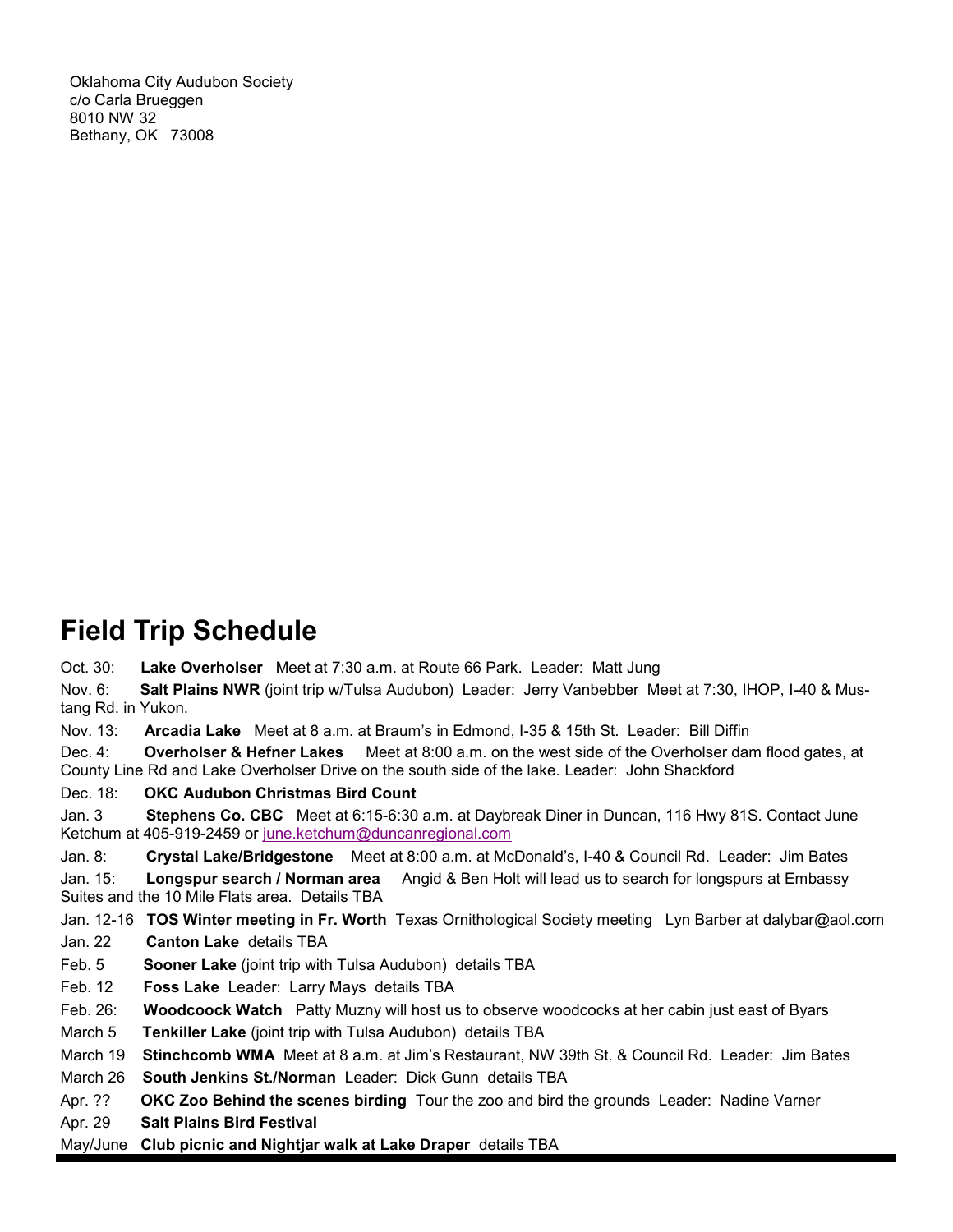Oklahoma City Audubon Society
c/o Carla Brueggen
8010 NW 32
Bethany, OK 73008

# Field Trip Schedule

Oct. 30: **Lake Overholser** Meet at 7:30 a.m. at Route 66 Park. Leader: Matt Jung

Nov. 6: **Salt Plains NWR** (joint trip w/Tulsa Audubon) Leader: Jerry Vanbebber Meet at 7:30, IHOP, I-40 & Mustang Rd. in Yukon.

Nov. 13: **Arcadia Lake** Meet at 8 a.m. at Braum's in Edmond, I-35 & 15th St. Leader: Bill Diffin

Dec. 4: **Overholser & Hefner Lakes** Meet at 8:00 a.m. on the west side of the Overholser dam flood gates, at County Line Rd and Lake Overholser Drive on the south side of the lake. Leader: John Shackford

Dec. 18: **OKC Audubon Christmas Bird Count**

Jan. 3 **Stephens Co. CBC** Meet at 6:15-6:30 a.m. at Daybreak Diner in Duncan, 116 Hwy 81S. Contact June Ketchum at 405-919-2459 or june.ketchum@duncanregional.com

Jan. 8: **Crystal Lake/Bridgestone** Meet at 8:00 a.m. at McDonald's, I-40 & Council Rd. Leader: Jim Bates

Jan. 15: **Longspur search / Norman area** Angid & Ben Holt will lead us to search for longspurs at Embassy Suites and the 10 Mile Flats area. Details TBA

Jan. 12-16 **TOS Winter meeting in Fr. Worth** Texas Ornithological Society meeting Lyn Barber at dalybar@aol.com

Jan. 22 **Canton Lake** details TBA

Feb. 5 **Sooner Lake** (joint trip with Tulsa Audubon) details TBA

Feb. 12 **Foss Lake** Leader: Larry Mays details TBA

Feb. 26: **Woodcoock Watch** Patty Muzny will host us to observe woodcocks at her cabin just east of Byars

March 5 **Tenkiller Lake** (joint trip with Tulsa Audubon) details TBA

March 19 **Stinchcomb WMA** Meet at 8 a.m. at Jim's Restaurant, NW 39th St. & Council Rd. Leader: Jim Bates

March 26 **South Jenkins St./Norman** Leader: Dick Gunn details TBA

Apr. ?? **OKC Zoo Behind the scenes birding** Tour the zoo and bird the grounds Leader: Nadine Varner

Apr. 29 **Salt Plains Bird Festival**

May/June **Club picnic and Nightjar walk at Lake Draper** details TBA